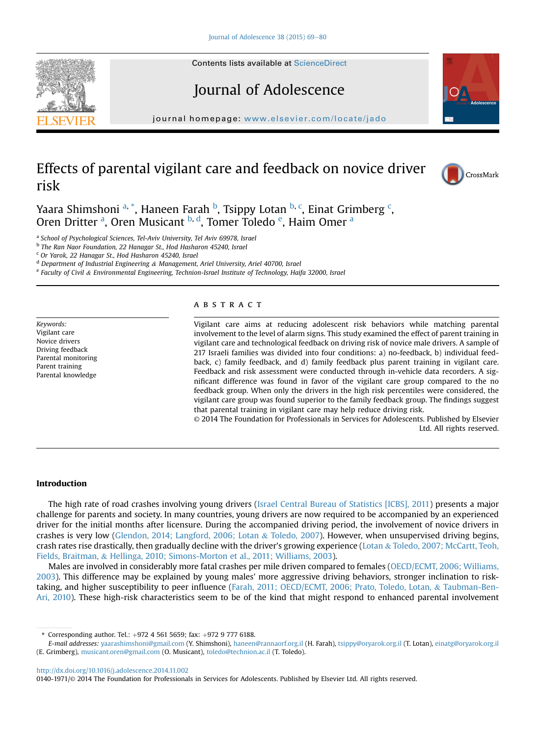# Effects of parental vigilant care and feedback on novice driver risk

Yaara Shimshoni [a,*], Haneen Farah [b], Tsippy Lotan [b,c], Einat Grimberg [c], Oren Dritter [a], Oren Musicant [b,d], Tomer Toledo [e], Haim Omer [a]

[a] School of Psychological Sciences, Tel-Aviv University, Tel Aviv 69978, Israel
[b] The Ran Naor Foundation, 22 Hanagar St., Hod Hasharon 45240, Israel
[c] Or Yarok, 22 Hanagar St., Hod Hasharon 45240, Israel
[d] Department of Industrial Engineering & Management, Ariel University, Ariel 40700, Israel
[e] Faculty of Civil & Environmental Engineering, Technion-Israel Institute of Technology, Haifa 32000, Israel

*Keywords:*
Vigilant care
Novice drivers
Driving feedback
Parental monitoring
Parent training
Parental knowledge

## ABSTRACT

Vigilant care aims at reducing adolescent risk behaviors while matching parental involvement to the level of alarm signs. This study examined the effect of parent training in vigilant care and technological feedback on driving risk of novice male drivers. A sample of 217 Israeli families was divided into four conditions: a) no-feedback, b) individual feedback, c) family feedback, and d) family feedback plus parent training in vigilant care. Feedback and risk assessment were conducted through in-vehicle data recorders. A significant difference was found in favor of the vigilant care group compared to the no feedback group. When only the drivers in the high risk percentiles were considered, the vigilant care group was found superior to the family feedback group. The findings suggest that parental training in vigilant care may help reduce driving risk.

© 2014 The Foundation for Professionals in Services for Adolescents. Published by Elsevier Ltd. All rights reserved.

## Introduction

The high rate of road crashes involving young drivers (Israel Central Bureau of Statistics [ICBS], 2011) presents a major challenge for parents and society. In many countries, young drivers are now required to be accompanied by an experienced driver for the initial months after licensure. During the accompanied driving period, the involvement of novice drivers in crashes is very low (Glendon, 2014; Langford, 2006; Lotan & Toledo, 2007). However, when unsupervised driving begins, crash rates rise drastically, then gradually decline with the driver's growing experience (Lotan & Toledo, 2007; McCartt, Teoh, Fields, Braitman, & Hellinga, 2010; Simons-Morton et al., 2011; Williams, 2003).

Males are involved in considerably more fatal crashes per mile driven compared to females (OECD/ECMT, 2006; Williams, 2003). This difference may be explained by young males' more aggressive driving behaviors, stronger inclination to risk-taking, and higher susceptibility to peer influence (Farah, 2011; OECD/ECMT, 2006; Prato, Toledo, Lotan, & Taubman-Ben-Ari, 2010). These high-risk characteristics seem to be of the kind that might respond to enhanced parental involvement

* Corresponding author. Tel.: +972 4 561 5659; fax: +972 9 777 6188.
*E-mail addresses:* yaarashimshoni@gmail.com (Y. Shimshoni), haneen@rannaorf.org.il (H. Farah), tsippy@oryarok.org.il (T. Lotan), einatg@oryarok.org.il (E. Grimberg), musicant.oren@gmail.com (O. Musicant), toledo@technion.ac.il (T. Toledo).

http://dx.doi.org/10.1016/j.adolescence.2014.11.002
0140-1971/© 2014 The Foundation for Professionals in Services for Adolescents. Published by Elsevier Ltd. All rights reserved.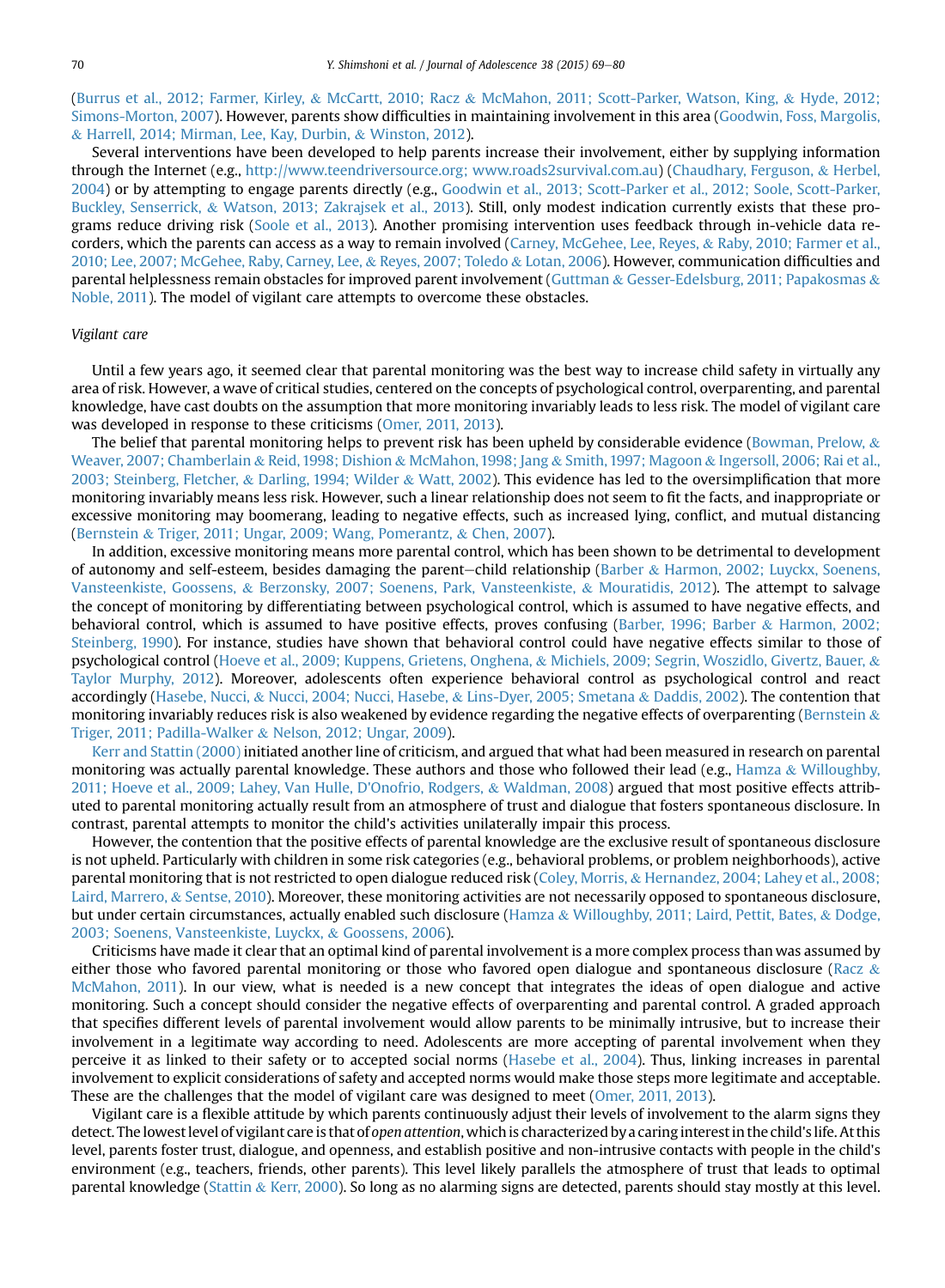(Burrus et al., 2012; Farmer, Kirley, & McCartt, 2010; Racz & McMahon, 2011; Scott-Parker, Watson, King, & Hyde, 2012; Simons-Morton, 2007). However, parents show difficulties in maintaining involvement in this area (Goodwin, Foss, Margolis, & Harrell, 2014; Mirman, Lee, Kay, Durbin, & Winston, 2012).

Several interventions have been developed to help parents increase their involvement, either by supplying information through the Internet (e.g., http://www.teendriversource.org; www.roads2survival.com.au) (Chaudhary, Ferguson, & Herbel, 2004) or by attempting to engage parents directly (e.g., Goodwin et al., 2013; Scott-Parker et al., 2012; Soole, Scott-Parker, Buckley, Senserrick, & Watson, 2013; Zakrajsek et al., 2013). Still, only modest indication currently exists that these programs reduce driving risk (Soole et al., 2013). Another promising intervention uses feedback through in-vehicle data recorders, which the parents can access as a way to remain involved (Carney, McGehee, Lee, Reyes, & Raby, 2010; Farmer et al., 2010; Lee, 2007; McGehee, Raby, Carney, Lee, & Reyes, 2007; Toledo & Lotan, 2006). However, communication difficulties and parental helplessness remain obstacles for improved parent involvement (Guttman & Gesser-Edelsburg, 2011; Papakosmas & Noble, 2011). The model of vigilant care attempts to overcome these obstacles.

*Vigilant care*

Until a few years ago, it seemed clear that parental monitoring was the best way to increase child safety in virtually any area of risk. However, a wave of critical studies, centered on the concepts of psychological control, overparenting, and parental knowledge, have cast doubts on the assumption that more monitoring invariably leads to less risk. The model of vigilant care was developed in response to these criticisms (Omer, 2011, 2013).

The belief that parental monitoring helps to prevent risk has been upheld by considerable evidence (Bowman, Prelow, & Weaver, 2007; Chamberlain & Reid, 1998; Dishion & McMahon, 1998; Jang & Smith, 1997; Magoon & Ingersoll, 2006; Rai et al., 2003; Steinberg, Fletcher, & Darling, 1994; Wilder & Watt, 2002). This evidence has led to the oversimplification that more monitoring invariably means less risk. However, such a linear relationship does not seem to fit the facts, and inappropriate or excessive monitoring may boomerang, leading to negative effects, such as increased lying, conflict, and mutual distancing (Bernstein & Triger, 2011; Ungar, 2009; Wang, Pomerantz, & Chen, 2007).

In addition, excessive monitoring means more parental control, which has been shown to be detrimental to development of autonomy and self-esteem, besides damaging the parent–child relationship (Barber & Harmon, 2002; Luyckx, Soenens, Vansteenkiste, Goossens, & Berzonsky, 2007; Soenens, Park, Vansteenkiste, & Mouratidis, 2012). The attempt to salvage the concept of monitoring by differentiating between psychological control, which is assumed to have negative effects, and behavioral control, which is assumed to have positive effects, proves confusing (Barber, 1996; Barber & Harmon, 2002; Steinberg, 1990). For instance, studies have shown that behavioral control could have negative effects similar to those of psychological control (Hoeve et al., 2009; Kuppens, Grietens, Onghena, & Michiels, 2009; Segrin, Woszidlo, Givertz, Bauer, & Taylor Murphy, 2012). Moreover, adolescents often experience behavioral control as psychological control and react accordingly (Hasebe, Nucci, & Nucci, 2004; Nucci, Hasebe, & Lins-Dyer, 2005; Smetana & Daddis, 2002). The contention that monitoring invariably reduces risk is also weakened by evidence regarding the negative effects of overparenting (Bernstein & Triger, 2011; Padilla-Walker & Nelson, 2012; Ungar, 2009).

Kerr and Stattin (2000) initiated another line of criticism, and argued that what had been measured in research on parental monitoring was actually parental knowledge. These authors and those who followed their lead (e.g., Hamza & Willoughby, 2011; Hoeve et al., 2009; Lahey, Van Hulle, D'Onofrio, Rodgers, & Waldman, 2008) argued that most positive effects attributed to parental monitoring actually result from an atmosphere of trust and dialogue that fosters spontaneous disclosure. In contrast, parental attempts to monitor the child's activities unilaterally impair this process.

However, the contention that the positive effects of parental knowledge are the exclusive result of spontaneous disclosure is not upheld. Particularly with children in some risk categories (e.g., behavioral problems, or problem neighborhoods), active parental monitoring that is not restricted to open dialogue reduced risk (Coley, Morris, & Hernandez, 2004; Lahey et al., 2008; Laird, Marrero, & Sentse, 2010). Moreover, these monitoring activities are not necessarily opposed to spontaneous disclosure, but under certain circumstances, actually enabled such disclosure (Hamza & Willoughby, 2011; Laird, Pettit, Bates, & Dodge, 2003; Soenens, Vansteenkiste, Luyckx, & Goossens, 2006).

Criticisms have made it clear that an optimal kind of parental involvement is a more complex process than was assumed by either those who favored parental monitoring or those who favored open dialogue and spontaneous disclosure (Racz & McMahon, 2011). In our view, what is needed is a new concept that integrates the ideas of open dialogue and active monitoring. Such a concept should consider the negative effects of overparenting and parental control. A graded approach that specifies different levels of parental involvement would allow parents to be minimally intrusive, but to increase their involvement in a legitimate way according to need. Adolescents are more accepting of parental involvement when they perceive it as linked to their safety or to accepted social norms (Hasebe et al., 2004). Thus, linking increases in parental involvement to explicit considerations of safety and accepted norms would make those steps more legitimate and acceptable. These are the challenges that the model of vigilant care was designed to meet (Omer, 2011, 2013).

Vigilant care is a flexible attitude by which parents continuously adjust their levels of involvement to the alarm signs they detect. The lowest level of vigilant care is that of *open attention*, which is characterized by a caring interest in the child's life. At this level, parents foster trust, dialogue, and openness, and establish positive and non-intrusive contacts with people in the child's environment (e.g., teachers, friends, other parents). This level likely parallels the atmosphere of trust that leads to optimal parental knowledge (Stattin & Kerr, 2000). So long as no alarming signs are detected, parents should stay mostly at this level.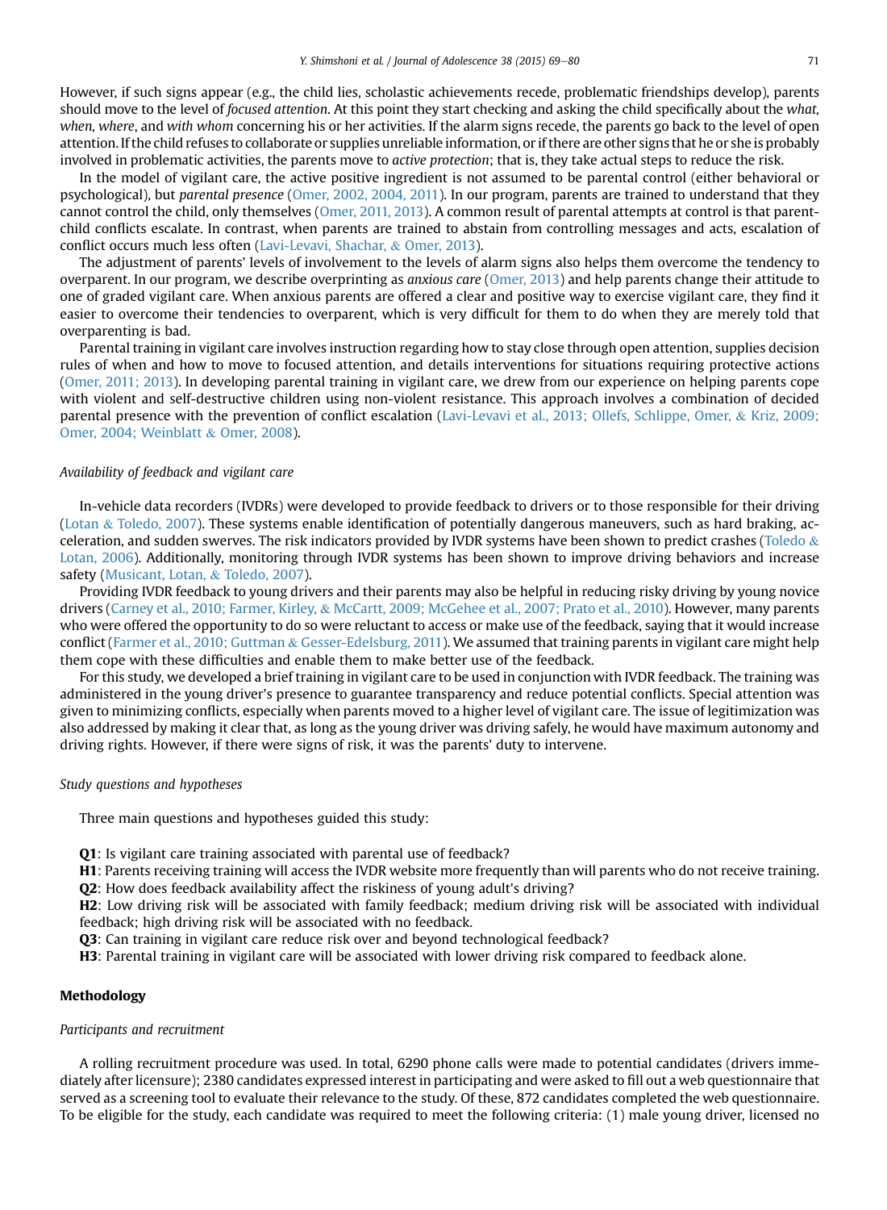However, if such signs appear (e.g., the child lies, scholastic achievements recede, problematic friendships develop), parents should move to the level of *focused attention*. At this point they start checking and asking the child specifically about the *what, when, where*, and *with whom* concerning his or her activities. If the alarm signs recede, the parents go back to the level of open attention. If the child refuses to collaborate or supplies unreliable information, or if there are other signs that he or she is probably involved in problematic activities, the parents move to *active protection*; that is, they take actual steps to reduce the risk.

In the model of vigilant care, the active positive ingredient is not assumed to be parental control (either behavioral or psychological), but *parental presence* (Omer, 2002, 2004, 2011). In our program, parents are trained to understand that they cannot control the child, only themselves (Omer, 2011, 2013). A common result of parental attempts at control is that parent-child conflicts escalate. In contrast, when parents are trained to abstain from controlling messages and acts, escalation of conflict occurs much less often (Lavi-Levavi, Shachar, & Omer, 2013).

The adjustment of parents' levels of involvement to the levels of alarm signs also helps them overcome the tendency to overparent. In our program, we describe overprinting as *anxious care* (Omer, 2013) and help parents change their attitude to one of graded vigilant care. When anxious parents are offered a clear and positive way to exercise vigilant care, they find it easier to overcome their tendencies to overparent, which is very difficult for them to do when they are merely told that overparenting is bad.

Parental training in vigilant care involves instruction regarding how to stay close through open attention, supplies decision rules of when and how to move to focused attention, and details interventions for situations requiring protective actions (Omer, 2011; 2013). In developing parental training in vigilant care, we drew from our experience on helping parents cope with violent and self-destructive children using non-violent resistance. This approach involves a combination of decided parental presence with the prevention of conflict escalation (Lavi-Levavi et al., 2013; Ollefs, Schlippe, Omer, & Kriz, 2009; Omer, 2004; Weinblatt & Omer, 2008).

### *Availability of feedback and vigilant care*

In-vehicle data recorders (IVDRs) were developed to provide feedback to drivers or to those responsible for their driving (Lotan & Toledo, 2007). These systems enable identification of potentially dangerous maneuvers, such as hard braking, acceleration, and sudden swerves. The risk indicators provided by IVDR systems have been shown to predict crashes (Toledo & Lotan, 2006). Additionally, monitoring through IVDR systems has been shown to improve driving behaviors and increase safety (Musicant, Lotan, & Toledo, 2007).

Providing IVDR feedback to young drivers and their parents may also be helpful in reducing risky driving by young novice drivers (Carney et al., 2010; Farmer, Kirley, & McCartt, 2009; McGehee et al., 2007; Prato et al., 2010). However, many parents who were offered the opportunity to do so were reluctant to access or make use of the feedback, saying that it would increase conflict (Farmer et al., 2010; Guttman & Gesser-Edelsburg, 2011). We assumed that training parents in vigilant care might help them cope with these difficulties and enable them to make better use of the feedback.

For this study, we developed a brief training in vigilant care to be used in conjunction with IVDR feedback. The training was administered in the young driver's presence to guarantee transparency and reduce potential conflicts. Special attention was given to minimizing conflicts, especially when parents moved to a higher level of vigilant care. The issue of legitimization was also addressed by making it clear that, as long as the young driver was driving safely, he would have maximum autonomy and driving rights. However, if there were signs of risk, it was the parents' duty to intervene.

### *Study questions and hypotheses*

Three main questions and hypotheses guided this study:

**Q1**: Is vigilant care training associated with parental use of feedback?
**H1**: Parents receiving training will access the IVDR website more frequently than will parents who do not receive training.
**Q2**: How does feedback availability affect the riskiness of young adult's driving?
**H2**: Low driving risk will be associated with family feedback; medium driving risk will be associated with individual feedback; high driving risk will be associated with no feedback.
**Q3**: Can training in vigilant care reduce risk over and beyond technological feedback?
**H3**: Parental training in vigilant care will be associated with lower driving risk compared to feedback alone.

## Methodology

### *Participants and recruitment*

A rolling recruitment procedure was used. In total, 6290 phone calls were made to potential candidates (drivers immediately after licensure); 2380 candidates expressed interest in participating and were asked to fill out a web questionnaire that served as a screening tool to evaluate their relevance to the study. Of these, 872 candidates completed the web questionnaire. To be eligible for the study, each candidate was required to meet the following criteria: (1) male young driver, licensed no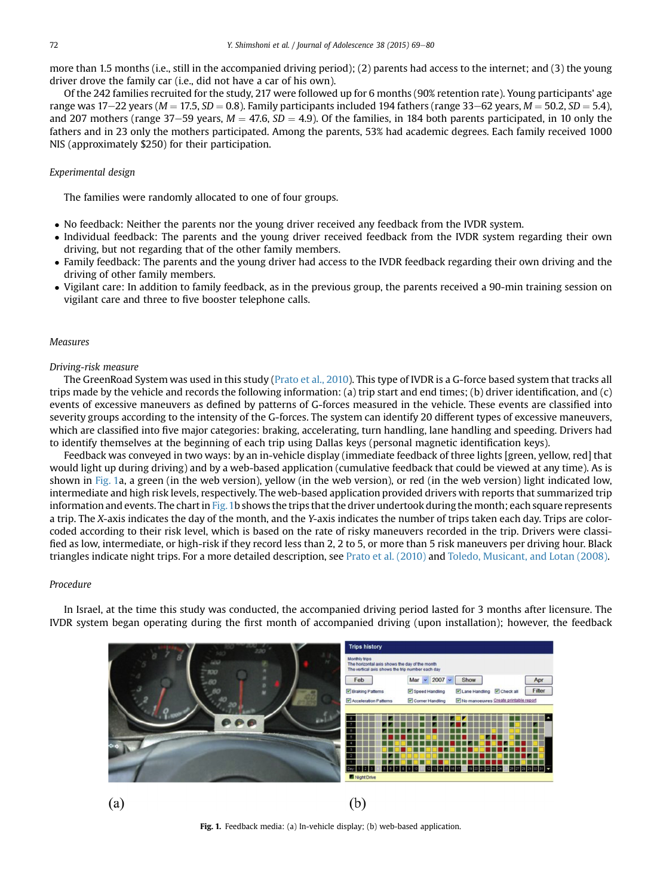more than 1.5 months (i.e., still in the accompanied driving period); (2) parents had access to the internet; and (3) the young driver drove the family car (i.e., did not have a car of his own).

Of the 242 families recruited for the study, 217 were followed up for 6 months (90% retention rate). Young participants' age range was 17–22 years ($M = 17.5$, $SD = 0.8$). Family participants included 194 fathers (range 33–62 years, $M = 50.2$, $SD = 5.4$), and 207 mothers (range 37–59 years, $M = 47.6$, $SD = 4.9$). Of the families, in 184 both parents participated, in 10 only the fathers and in 23 only the mothers participated. Among the parents, 53% had academic degrees. Each family received 1000 NIS (approximately $250) for their participation.

*Experimental design*

The families were randomly allocated to one of four groups.

- No feedback: Neither the parents nor the young driver received any feedback from the IVDR system.
- Individual feedback: The parents and the young driver received feedback from the IVDR system regarding their own driving, but not regarding that of the other family members.
- Family feedback: The parents and the young driver had access to the IVDR feedback regarding their own driving and the driving of other family members.
- Vigilant care: In addition to family feedback, as in the previous group, the parents received a 90-min training session on vigilant care and three to five booster telephone calls.

*Measures*

*Driving-risk measure*

The GreenRoad System was used in this study (Prato et al., 2010). This type of IVDR is a G-force based system that tracks all trips made by the vehicle and records the following information: (a) trip start and end times; (b) driver identification, and (c) events of excessive maneuvers as defined by patterns of G-forces measured in the vehicle. These events are classified into severity groups according to the intensity of the G-forces. The system can identify 20 different types of excessive maneuvers, which are classified into five major categories: braking, accelerating, turn handling, lane handling and speeding. Drivers had to identify themselves at the beginning of each trip using Dallas keys (personal magnetic identification keys).

Feedback was conveyed in two ways: by an in-vehicle display (immediate feedback of three lights [green, yellow, red] that would light up during driving) and by a web-based application (cumulative feedback that could be viewed at any time). As is shown in Fig. 1a, a green (in the web version), yellow (in the web version), or red (in the web version) light indicated low, intermediate and high risk levels, respectively. The web-based application provided drivers with reports that summarized trip information and events. The chart in Fig. 1b shows the trips that the driver undertook during the month; each square represents a trip. The *X*-axis indicates the day of the month, and the *Y*-axis indicates the number of trips taken each day. Trips are color-coded according to their risk level, which is based on the rate of risky maneuvers recorded in the trip. Drivers were classified as low, intermediate, or high-risk if they record less than 2, 2 to 5, or more than 5 risk maneuvers per driving hour. Black triangles indicate night trips. For a more detailed description, see Prato et al. (2010) and Toledo, Musicant, and Lotan (2008).

*Procedure*

In Israel, at the time this study was conducted, the accompanied driving period lasted for 3 months after licensure. The IVDR system began operating during the first month of accompanied driving (upon installation); however, the feedback

(a)

(b)

**Fig. 1.** Feedback media: (a) In-vehicle display; (b) web-based application.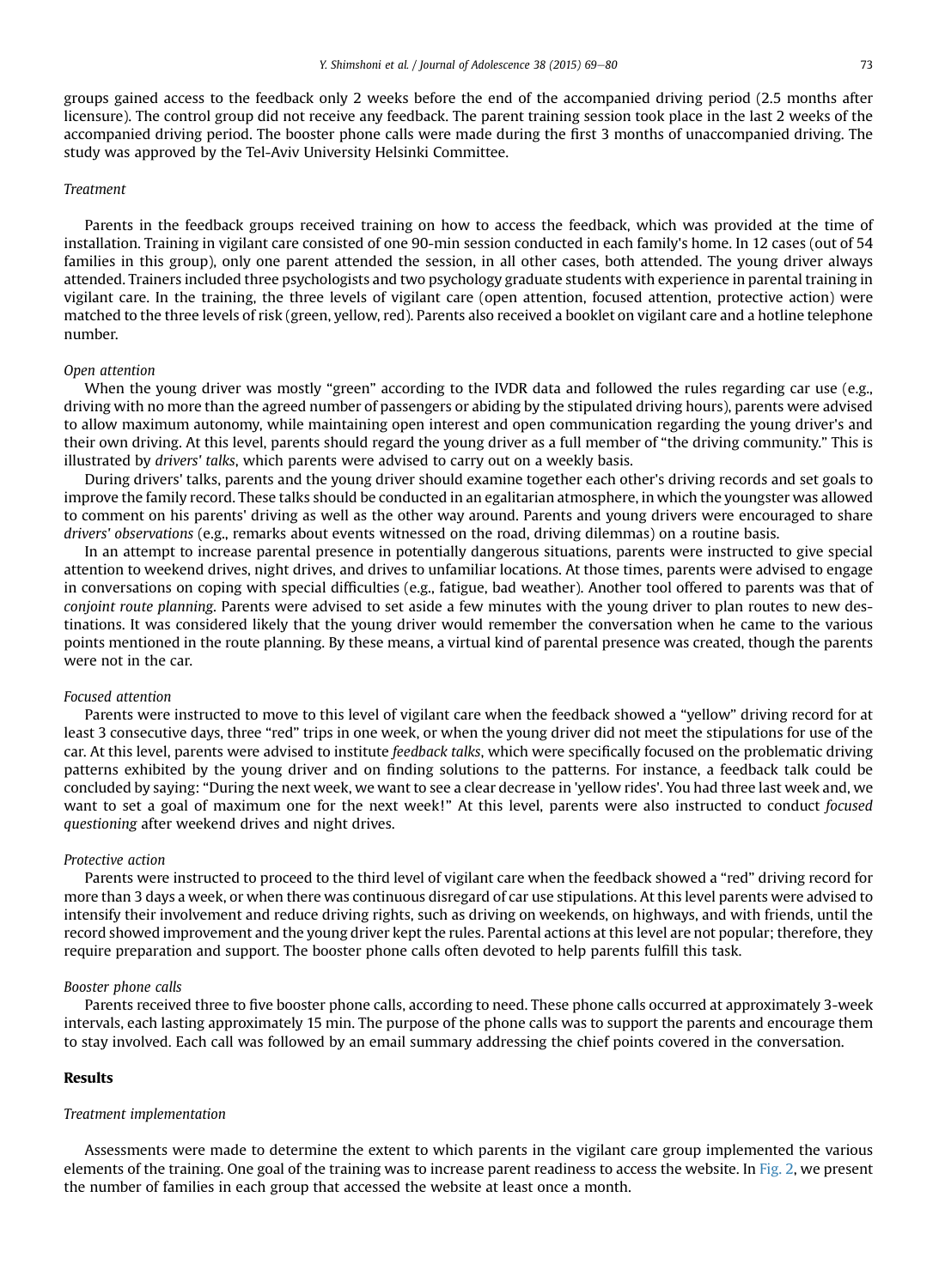groups gained access to the feedback only 2 weeks before the end of the accompanied driving period (2.5 months after licensure). The control group did not receive any feedback. The parent training session took place in the last 2 weeks of the accompanied driving period. The booster phone calls were made during the first 3 months of unaccompanied driving. The study was approved by the Tel-Aviv University Helsinki Committee.

### *Treatment*

Parents in the feedback groups received training on how to access the feedback, which was provided at the time of installation. Training in vigilant care consisted of one 90-min session conducted in each family's home. In 12 cases (out of 54 families in this group), only one parent attended the session, in all other cases, both attended. The young driver always attended. Trainers included three psychologists and two psychology graduate students with experience in parental training in vigilant care. In the training, the three levels of vigilant care (open attention, focused attention, protective action) were matched to the three levels of risk (green, yellow, red). Parents also received a booklet on vigilant care and a hotline telephone number.

### *Open attention*

When the young driver was mostly "green" according to the IVDR data and followed the rules regarding car use (e.g., driving with no more than the agreed number of passengers or abiding by the stipulated driving hours), parents were advised to allow maximum autonomy, while maintaining open interest and open communication regarding the young driver's and their own driving. At this level, parents should regard the young driver as a full member of "the driving community." This is illustrated by *drivers' talks*, which parents were advised to carry out on a weekly basis.

During drivers' talks, parents and the young driver should examine together each other's driving records and set goals to improve the family record. These talks should be conducted in an egalitarian atmosphere, in which the youngster was allowed to comment on his parents' driving as well as the other way around. Parents and young drivers were encouraged to share *drivers' observations* (e.g., remarks about events witnessed on the road, driving dilemmas) on a routine basis.

In an attempt to increase parental presence in potentially dangerous situations, parents were instructed to give special attention to weekend drives, night drives, and drives to unfamiliar locations. At those times, parents were advised to engage in conversations on coping with special difficulties (e.g., fatigue, bad weather). Another tool offered to parents was that of *conjoint route planning*. Parents were advised to set aside a few minutes with the young driver to plan routes to new destinations. It was considered likely that the young driver would remember the conversation when he came to the various points mentioned in the route planning. By these means, a virtual kind of parental presence was created, though the parents were not in the car.

### *Focused attention*

Parents were instructed to move to this level of vigilant care when the feedback showed a "yellow" driving record for at least 3 consecutive days, three "red" trips in one week, or when the young driver did not meet the stipulations for use of the car. At this level, parents were advised to institute *feedback talks*, which were specifically focused on the problematic driving patterns exhibited by the young driver and on finding solutions to the patterns. For instance, a feedback talk could be concluded by saying: "During the next week, we want to see a clear decrease in 'yellow rides'. You had three last week and, we want to set a goal of maximum one for the next week!" At this level, parents were also instructed to conduct *focused questioning* after weekend drives and night drives.

### *Protective action*

Parents were instructed to proceed to the third level of vigilant care when the feedback showed a "red" driving record for more than 3 days a week, or when there was continuous disregard of car use stipulations. At this level parents were advised to intensify their involvement and reduce driving rights, such as driving on weekends, on highways, and with friends, until the record showed improvement and the young driver kept the rules. Parental actions at this level are not popular; therefore, they require preparation and support. The booster phone calls often devoted to help parents fulfill this task.

### *Booster phone calls*

Parents received three to five booster phone calls, according to need. These phone calls occurred at approximately 3-week intervals, each lasting approximately 15 min. The purpose of the phone calls was to support the parents and encourage them to stay involved. Each call was followed by an email summary addressing the chief points covered in the conversation.

## Results

### *Treatment implementation*

Assessments were made to determine the extent to which parents in the vigilant care group implemented the various elements of the training. One goal of the training was to increase parent readiness to access the website. In Fig. 2, we present the number of families in each group that accessed the website at least once a month.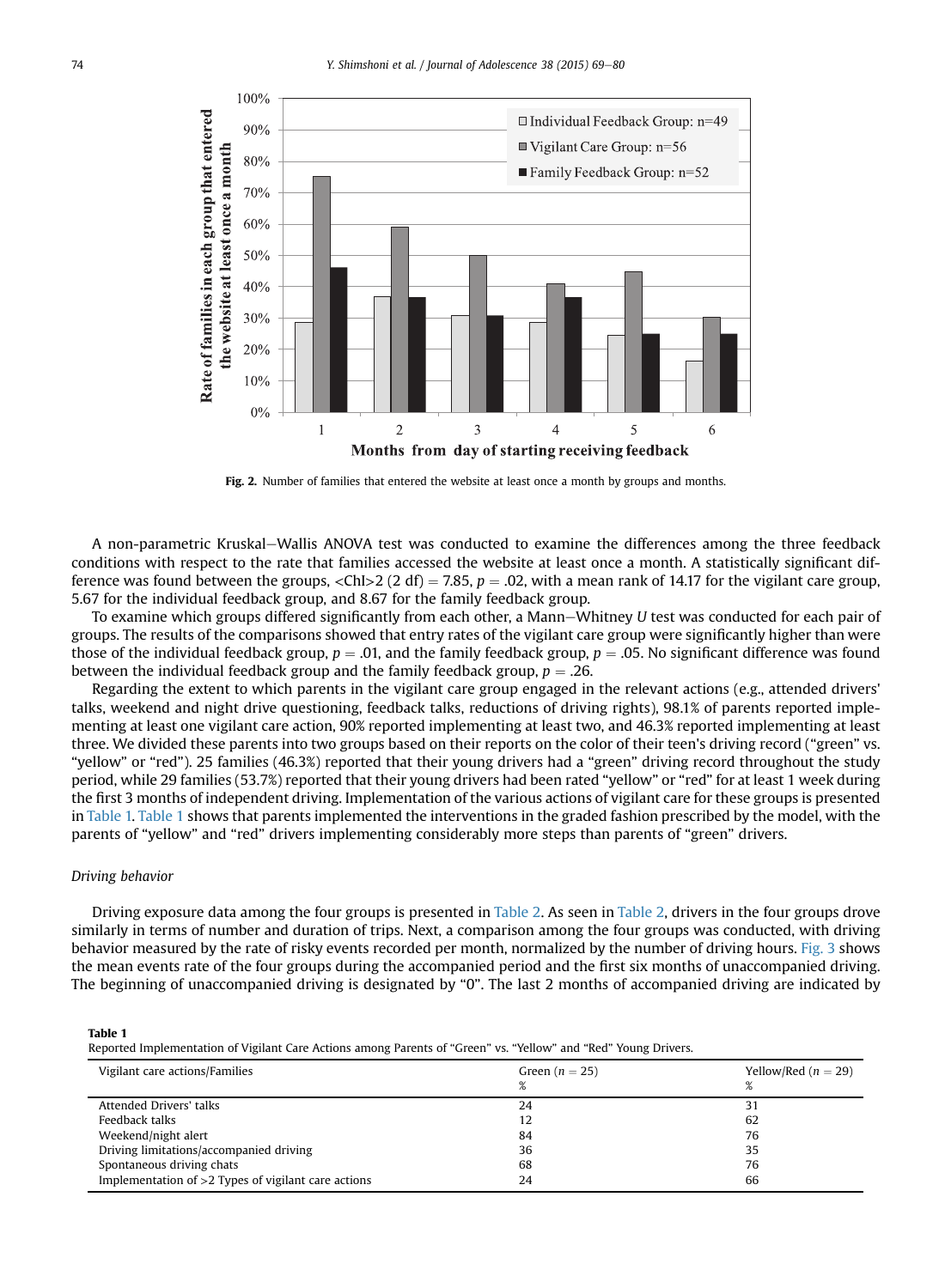Fig. 2. Number of families that entered the website at least once a month by groups and months.

A non-parametric Kruskal–Wallis ANOVA test was conducted to examine the differences among the three feedback conditions with respect to the rate that families accessed the website at least once a month. A statistically significant difference was found between the groups, <ChI>2 (2 df) = 7.85, $p = .02$, with a mean rank of 14.17 for the vigilant care group, 5.67 for the individual feedback group, and 8.67 for the family feedback group.

To examine which groups differed significantly from each other, a Mann–Whitney *U* test was conducted for each pair of groups. The results of the comparisons showed that entry rates of the vigilant care group were significantly higher than were those of the individual feedback group, $p = .01$, and the family feedback group, $p = .05$. No significant difference was found between the individual feedback group and the family feedback group, $p = .26$.

Regarding the extent to which parents in the vigilant care group engaged in the relevant actions (e.g., attended drivers' talks, weekend and night drive questioning, feedback talks, reductions of driving rights), 98.1% of parents reported implementing at least one vigilant care action, 90% reported implementing at least two, and 46.3% reported implementing at least three. We divided these parents into two groups based on their reports on the color of their teen's driving record ("green" vs. "yellow" or "red"). 25 families (46.3%) reported that their young drivers had a "green" driving record throughout the study period, while 29 families (53.7%) reported that their young drivers had been rated "yellow" or "red" for at least 1 week during the first 3 months of independent driving. Implementation of the various actions of vigilant care for these groups is presented in Table 1. Table 1 shows that parents implemented the interventions in the graded fashion prescribed by the model, with the parents of "yellow" and "red" drivers implementing considerably more steps than parents of "green" drivers.

### *Driving behavior*

Driving exposure data among the four groups is presented in Table 2. As seen in Table 2, drivers in the four groups drove similarly in terms of number and duration of trips. Next, a comparison among the four groups was conducted, with driving behavior measured by the rate of risky events recorded per month, normalized by the number of driving hours. Fig. 3 shows the mean events rate of the four groups during the accompanied period and the first six months of unaccompanied driving. The beginning of unaccompanied driving is designated by "0". The last 2 months of accompanied driving are indicated by

**Table 1**
Reported Implementation of Vigilant Care Actions among Parents of "Green" vs. "Yellow" and "Red" Young Drivers.

| Vigilant care actions/Families | Green ($n = 25$) % | Yellow/Red ($n = 29$) % |
|---|---|---|
| Attended Drivers' talks | 24 | 31 |
| Feedback talks | 12 | 62 |
| Weekend/night alert | 84 | 76 |
| Driving limitations/accompanied driving | 36 | 35 |
| Spontaneous driving chats | 68 | 76 |
| Implementation of >2 Types of vigilant care actions | 24 | 66 |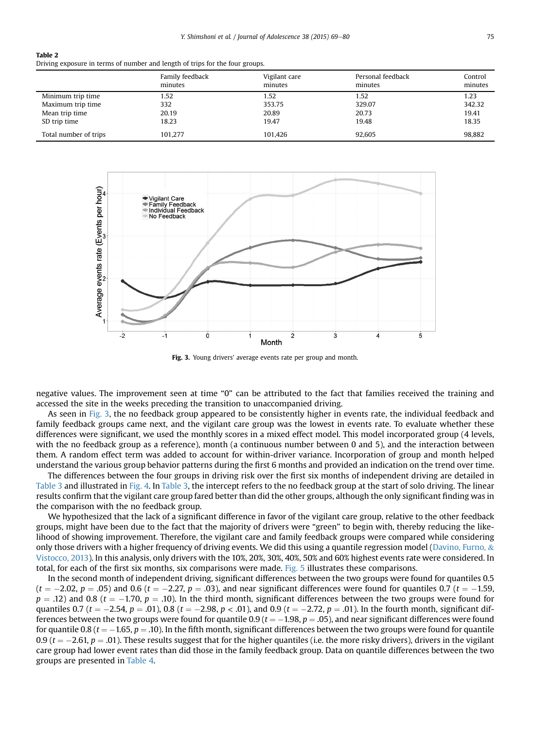**Table 2**
Driving exposure in terms of number and length of trips for the four groups.

| | Family feedback minutes | Vigilant care minutes | Personal feedback minutes | Control minutes |
|---|---|---|---|---|
| Minimum trip time | 1.52 | 1.52 | 1.52 | 1.23 |
| Maximum trip time | 332 | 353.75 | 329.07 | 342.32 |
| Mean trip time | 20.19 | 20.89 | 20.73 | 19.41 |
| SD trip time | 18.23 | 19.47 | 19.48 | 18.35 |
| Total number of trips | 101,277 | 101,426 | 92,605 | 98,882 |

**Fig. 3.** Young drivers' average events rate per group and month.

negative values. The improvement seen at time "0" can be attributed to the fact that families received the training and accessed the site in the weeks preceding the transition to unaccompanied driving.

As seen in Fig. 3, the no feedback group appeared to be consistently higher in events rate, the individual feedback and family feedback groups came next, and the vigilant care group was the lowest in events rate. To evaluate whether these differences were significant, we used the monthly scores in a mixed effect model. This model incorporated group (4 levels, with the no feedback group as a reference), month (a continuous number between 0 and 5), and the interaction between them. A random effect term was added to account for within-driver variance. Incorporation of group and month helped understand the various group behavior patterns during the first 6 months and provided an indication on the trend over time.

The differences between the four groups in driving risk over the first six months of independent driving are detailed in Table 3 and illustrated in Fig. 4. In Table 3, the intercept refers to the no feedback group at the start of solo driving. The linear results confirm that the vigilant care group fared better than did the other groups, although the only significant finding was in the comparison with the no feedback group.

We hypothesized that the lack of a significant difference in favor of the vigilant care group, relative to the other feedback groups, might have been due to the fact that the majority of drivers were "green" to begin with, thereby reducing the likelihood of showing improvement. Therefore, the vigilant care and family feedback groups were compared while considering only those drivers with a higher frequency of driving events. We did this using a quantile regression model (Davino, Furno, & Vistocco, 2013). In this analysis, only drivers with the 10%, 20%, 30%, 40%, 50% and 60% highest events rate were considered. In total, for each of the first six months, six comparisons were made. Fig. 5 illustrates these comparisons.

In the second month of independent driving, significant differences between the two groups were found for quantiles 0.5 ($t = -2.02$, $p = .05$) and 0.6 ($t = -2.27$, $p = .03$), and near significant differences were found for quantiles 0.7 ($t = -1.59$, $p = .12$) and 0.8 ($t = -1.70$, $p = .10$). In the third month, significant differences between the two groups were found for quantiles 0.7 ($t = -2.54$, $p = .01$), 0.8 ($t = -2.98$, $p < .01$), and 0.9 ($t = -2.72$, $p = .01$). In the fourth month, significant differences between the two groups were found for quantile 0.9 ($t = -1.98$, $p = .05$), and near significant differences were found for quantile 0.8 ($t = -1.65$, $p = .10$). In the fifth month, significant differences between the two groups were found for quantile 0.9 ($t = -2.61$, $p = .01$). These results suggest that for the higher quantiles (i.e. the more risky drivers), drivers in the vigilant care group had lower event rates than did those in the family feedback group. Data on quantile differences between the two groups are presented in Table 4.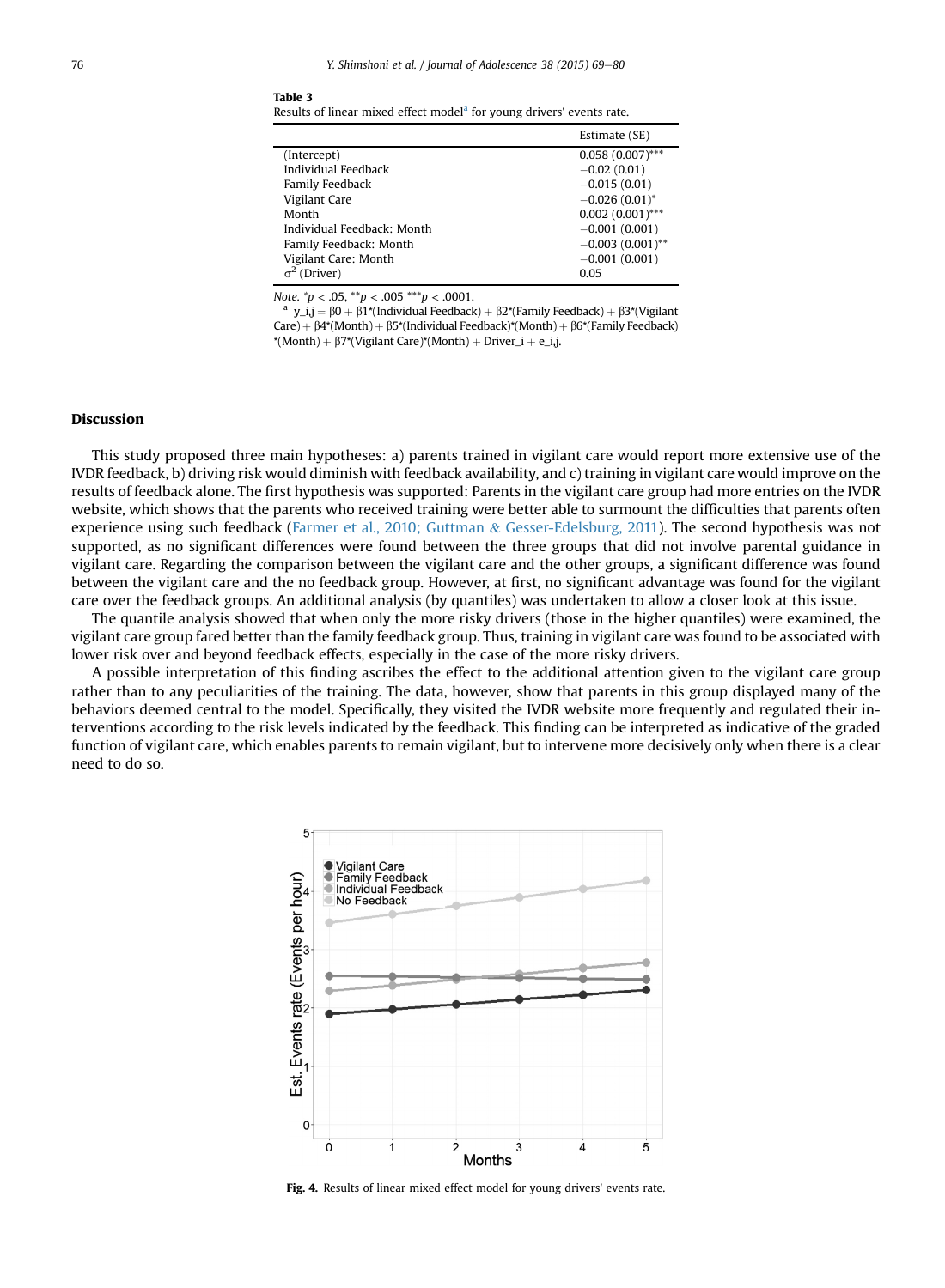**Table 3**
Results of linear mixed effect model[a] for young drivers' events rate.

| | Estimate (SE) |
|---|---|
| (Intercept) | 0.058 (0.007)*** |
| Individual Feedback | −0.02 (0.01) |
| Family Feedback | −0.015 (0.01) |
| Vigilant Care | −0.026 (0.01)* |
| Month | 0.002 (0.001)*** |
| Individual Feedback: Month | −0.001 (0.001) |
| Family Feedback: Month | −0.003 (0.001)** |
| Vigilant Care: Month | −0.001 (0.001) |
| $\sigma^2$ (Driver) | 0.05 |

*Note.* *$p < .05$, **$p < .005$ ***$p < .0001$.

[a] y_i,j = β0 + β1*(Individual Feedback) + β2*(Family Feedback) + β3*(Vigilant Care) + β4*(Month) + β5*(Individual Feedback)*(Month) + β6*(Family Feedback)*(Month) + β7*(Vigilant Care)*(Month) + Driver_i + e_i,j.

## Discussion

This study proposed three main hypotheses: a) parents trained in vigilant care would report more extensive use of the IVDR feedback, b) driving risk would diminish with feedback availability, and c) training in vigilant care would improve on the results of feedback alone. The first hypothesis was supported: Parents in the vigilant care group had more entries on the IVDR website, which shows that the parents who received training were better able to surmount the difficulties that parents often experience using such feedback (Farmer et al., 2010; Guttman & Gesser-Edelsburg, 2011). The second hypothesis was not supported, as no significant differences were found between the three groups that did not involve parental guidance in vigilant care. Regarding the comparison between the vigilant care and the other groups, a significant difference was found between the vigilant care and the no feedback group. However, at first, no significant advantage was found for the vigilant care over the feedback groups. An additional analysis (by quantiles) was undertaken to allow a closer look at this issue.

The quantile analysis showed that when only the more risky drivers (those in the higher quantiles) were examined, the vigilant care group fared better than the family feedback group. Thus, training in vigilant care was found to be associated with lower risk over and beyond feedback effects, especially in the case of the more risky drivers.

A possible interpretation of this finding ascribes the effect to the additional attention given to the vigilant care group rather than to any peculiarities of the training. The data, however, show that parents in this group displayed many of the behaviors deemed central to the model. Specifically, they visited the IVDR website more frequently and regulated their interventions according to the risk levels indicated by the feedback. This finding can be interpreted as indicative of the graded function of vigilant care, which enables parents to remain vigilant, but to intervene more decisively only when there is a clear need to do so.

Vigilant Care
Family Feedback
Individual Feedback
No Feedback

Est. Events rate (Events per hour)
0
1
2
3
4
5

Months
0
1
2
3
4
5

**Fig. 4.** Results of linear mixed effect model for young drivers' events rate.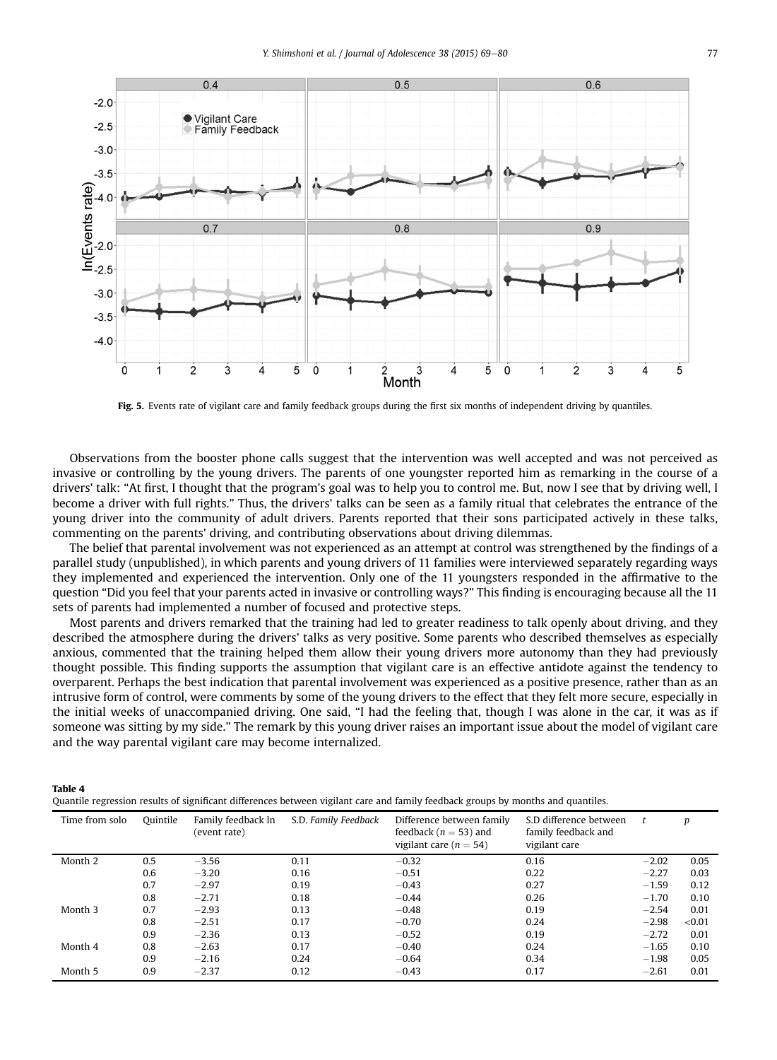Fig. 5. Events rate of vigilant care and family feedback groups during the first six months of independent driving by quantiles.

Observations from the booster phone calls suggest that the intervention was well accepted and was not perceived as invasive or controlling by the young drivers. The parents of one youngster reported him as remarking in the course of a drivers' talk: "At first, I thought that the program's goal was to help you to control me. But, now I see that by driving well, I become a driver with full rights." Thus, the drivers' talks can be seen as a family ritual that celebrates the entrance of the young driver into the community of adult drivers. Parents reported that their sons participated actively in these talks, commenting on the parents' driving, and contributing observations about driving dilemmas.

The belief that parental involvement was not experienced as an attempt at control was strengthened by the findings of a parallel study (unpublished), in which parents and young drivers of 11 families were interviewed separately regarding ways they implemented and experienced the intervention. Only one of the 11 youngsters responded in the affirmative to the question "Did you feel that your parents acted in invasive or controlling ways?" This finding is encouraging because all the 11 sets of parents had implemented a number of focused and protective steps.

Most parents and drivers remarked that the training had led to greater readiness to talk openly about driving, and they described the atmosphere during the drivers' talks as very positive. Some parents who described themselves as especially anxious, commented that the training helped them allow their young drivers more autonomy than they had previously thought possible. This finding supports the assumption that vigilant care is an effective antidote against the tendency to overparent. Perhaps the best indication that parental involvement was experienced as a positive presence, rather than as an intrusive form of control, were comments by some of the young drivers to the effect that they felt more secure, especially in the initial weeks of unaccompanied driving. One said, "I had the feeling that, though I was alone in the car, it was as if someone was sitting by my side." The remark by this young driver raises an important issue about the model of vigilant care and the way parental vigilant care may become internalized.

**Table 4**
Quantile regression results of significant differences between vigilant care and family feedback groups by months and quantiles.

| Time from solo | Quintile | Family feedback ln (event rate) | S.D. *Family Feedback* | Difference between family feedback ($n = 53$) and vigilant care ($n = 54$) | S.D difference between family feedback and vigilant care | $t$ | $p$ |
|---|---|---|---|---|---|---|---|
| Month 2 | 0.5 | −3.56 | 0.11 | −0.32 | 0.16 | −2.02 | 0.05 |
| | 0.6 | −3.20 | 0.16 | −0.51 | 0.22 | −2.27 | 0.03 |
| | 0.7 | −2.97 | 0.19 | −0.43 | 0.27 | −1.59 | 0.12 |
| | 0.8 | −2.71 | 0.18 | −0.44 | 0.26 | −1.70 | 0.10 |
| Month 3 | 0.7 | −2.93 | 0.13 | −0.48 | 0.19 | −2.54 | 0.01 |
| | 0.8 | −2.51 | 0.17 | −0.70 | 0.24 | −2.98 | <0.01 |
| | 0.9 | −2.36 | 0.13 | −0.52 | 0.19 | −2.72 | 0.01 |
| Month 4 | 0.8 | −2.63 | 0.17 | −0.40 | 0.24 | −1.65 | 0.10 |
| | 0.9 | −2.16 | 0.24 | −0.64 | 0.34 | −1.98 | 0.05 |
| Month 5 | 0.9 | −2.37 | 0.12 | −0.43 | 0.17 | −2.61 | 0.01 |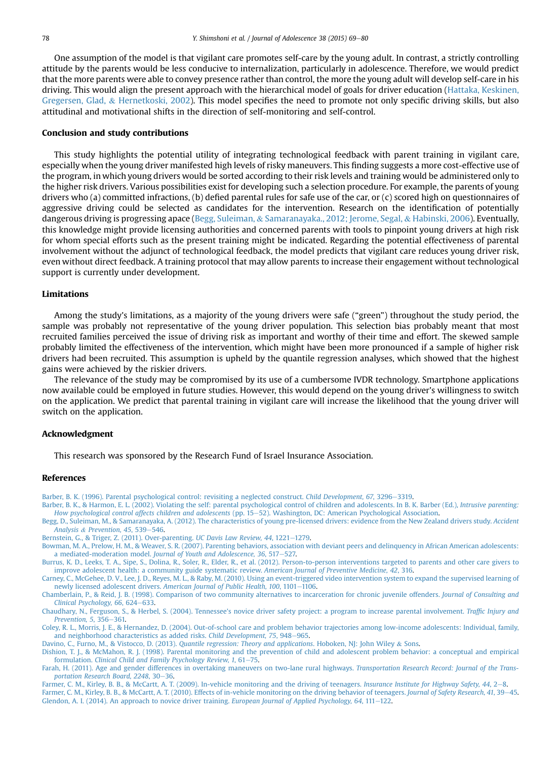One assumption of the model is that vigilant care promotes self-care by the young adult. In contrast, a strictly controlling attitude by the parents would be less conducive to internalization, particularly in adolescence. Therefore, we would predict that the more parents were able to convey presence rather than control, the more the young adult will develop self-care in his driving. This would align the present approach with the hierarchical model of goals for driver education (Hattaka, Keskinen, Gregersen, Glad, & Hernetkoski, 2002). This model specifies the need to promote not only specific driving skills, but also attitudinal and motivational shifts in the direction of self-monitoring and self-control.

## Conclusion and study contributions

This study highlights the potential utility of integrating technological feedback with parent training in vigilant care, especially when the young driver manifested high levels of risky maneuvers. This finding suggests a more cost-effective use of the program, in which young drivers would be sorted according to their risk levels and training would be administered only to the higher risk drivers. Various possibilities exist for developing such a selection procedure. For example, the parents of young drivers who (a) committed infractions, (b) defied parental rules for safe use of the car, or (c) scored high on questionnaires of aggressive driving could be selected as candidates for the intervention. Research on the identification of potentially dangerous driving is progressing apace (Begg, Suleiman, & Samaranayaka., 2012; Jerome, Segal, & Habinski, 2006). Eventually, this knowledge might provide licensing authorities and concerned parents with tools to pinpoint young drivers at high risk for whom special efforts such as the present training might be indicated. Regarding the potential effectiveness of parental involvement without the adjunct of technological feedback, the model predicts that vigilant care reduces young driver risk, even without direct feedback. A training protocol that may allow parents to increase their engagement without technological support is currently under development.

## Limitations

Among the study's limitations, as a majority of the young drivers were safe ("green") throughout the study period, the sample was probably not representative of the young driver population. This selection bias probably meant that most recruited families perceived the issue of driving risk as important and worthy of their time and effort. The skewed sample probably limited the effectiveness of the intervention, which might have been more pronounced if a sample of higher risk drivers had been recruited. This assumption is upheld by the quantile regression analyses, which showed that the highest gains were achieved by the riskier drivers.

The relevance of the study may be compromised by its use of a cumbersome IVDR technology. Smartphone applications now available could be employed in future studies. However, this would depend on the young driver's willingness to switch on the application. We predict that parental training in vigilant care will increase the likelihood that the young driver will switch on the application.

## Acknowledgment

This research was sponsored by the Research Fund of Israel Insurance Association.

## References

Barber, B. K. (1996). Parental psychological control: revisiting a neglected construct. *Child Development, 67*, 3296–3319.

Barber, B. K., & Harmon, E. L. (2002). Violating the self: parental psychological control of children and adolescents. In B. K. Barber (Ed.), *Intrusive parenting: How psychological control affects children and adolescents* (pp. 15–52). Washington, DC: American Psychological Association.

Begg, D., Suleiman, M., & Samaranayaka, A. (2012). The characteristics of young pre-licensed drivers: evidence from the New Zealand drivers study. *Accident Analysis & Prevention, 45*, 539–546.

Bernstein, G., & Triger, Z. (2011). Over-parenting. *UC Davis Law Review, 44*, 1221–1279.

Bowman, M. A., Prelow, H. M., & Weaver, S. R. (2007). Parenting behaviors, association with deviant peers and delinquency in African American adolescents: a mediated-moderation model. *Journal of Youth and Adolescence, 36*, 517–527.

Burrus, K. D., Leeks, T. A., Sipe, S., Dolina, R., Soler, R., Elder, R., et al. (2012). Person-to-person interventions targeted to parents and other care givers to improve adolescent health: a community guide systematic review. *American Journal of Preventive Medicine, 42*, 316.

Carney, C., McGehee, D. V., Lee, J. D., Reyes, M. L., & Raby, M. (2010). Using an event-triggered video intervention system to expand the supervised learning of newly licensed adolescent drivers. *American Journal of Public Health, 100*, 1101–1106.

Chamberlain, P., & Reid, J. B. (1998). Comparison of two community alternatives to incarceration for chronic juvenile offenders. *Journal of Consulting and Clinical Psychology, 66*, 624–633.

Chaudhary, N., Ferguson, S., & Herbel, S. (2004). Tennessee's novice driver safety project: a program to increase parental involvement. *Traffic Injury and Prevention, 5*, 356–361.

Coley, R. L., Morris, J. E., & Hernandez, D. (2004). Out-of-school care and problem behavior trajectories among low-income adolescents: Individual, family, and neighborhood characteristics as added risks. *Child Development, 75*, 948–965.

Davino, C., Furno, M., & Vistocco, D. (2013). *Quantile regression: Theory and applications*. Hoboken, NJ: John Wiley & Sons.

Dishion, T. J., & McMahon, R. J. (1998). Parental monitoring and the prevention of child and adolescent problem behavior: a conceptual and empirical formulation. *Clinical Child and Family Psychology Review, 1*, 61–75.

Farah, H. (2011). Age and gender differences in overtaking maneuvers on two-lane rural highways. *Transportation Research Record: Journal of the Transportation Research Board, 2248*, 30–36.

Farmer, C. M., Kirley, B. B., & McCartt, A. T. (2009). In-vehicle monitoring and the driving of teenagers. *Insurance Institute for Highway Safety, 44*, 2–8.

Farmer, C. M., Kirley, B. B., & McCartt, A. T. (2010). Effects of in-vehicle monitoring on the driving behavior of teenagers. *Journal of Safety Research, 41*, 39–45.

Glendon, A. I. (2014). An approach to novice driver training. *European Journal of Applied Psychology, 64*, 111–122.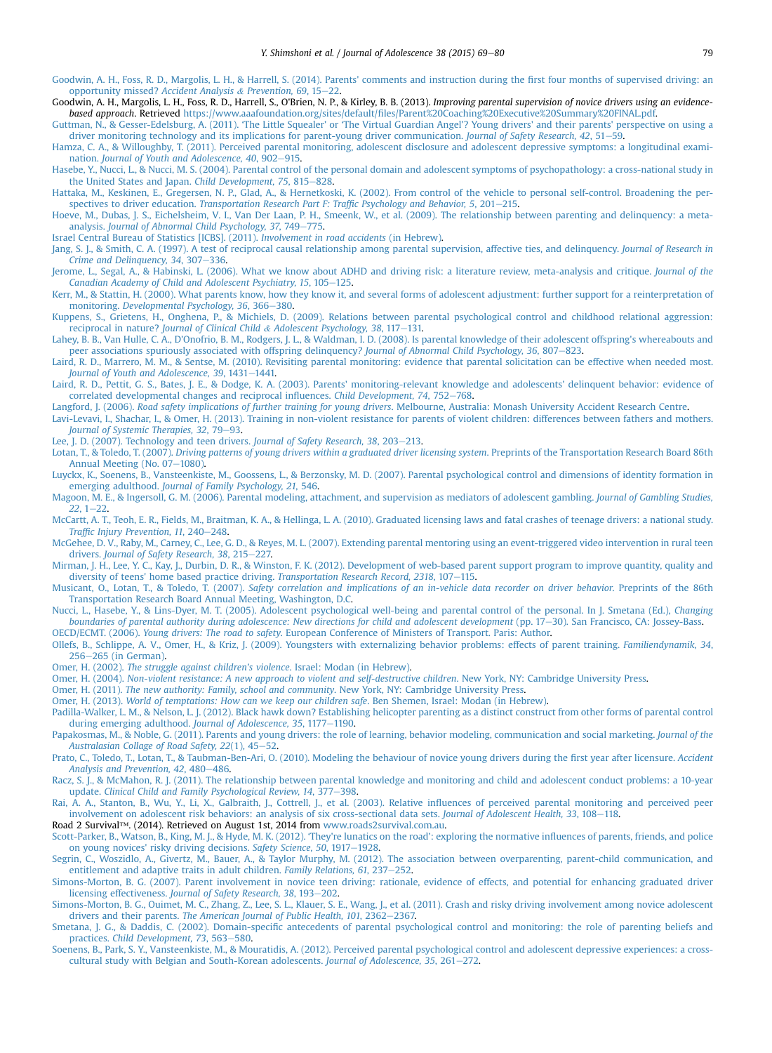Goodwin, A. H., Foss, R. D., Margolis, L. H., & Harrell, S. (2014). Parents' comments and instruction during the first four months of supervised driving: an opportunity missed? *Accident Analysis & Prevention, 69*, 15–22.

Goodwin, A. H., Margolis, L. H., Foss, R. D., Harrell, S., O'Brien, N. P., & Kirley, B. B. (2013). *Improving parental supervision of novice drivers using an evidence-based approach*. Retrieved https://www.aaafoundation.org/sites/default/files/Parent%20Coaching%20Executive%20Summary%20FINAL.pdf.

Guttman, N., & Gesser-Edelsburg, A. (2011). 'The Little Squealer' or 'The Virtual Guardian Angel'? Young drivers' and their parents' perspective on using a driver monitoring technology and its implications for parent-young driver communication. *Journal of Safety Research, 42*, 51–59.

Hamza, C. A., & Willoughby, T. (2011). Perceived parental monitoring, adolescent disclosure and adolescent depressive symptoms: a longitudinal examination. *Journal of Youth and Adolescence, 40*, 902–915.

Hasebe, Y., Nucci, L., & Nucci, M. S. (2004). Parental control of the personal domain and adolescent symptoms of psychopathology: a cross-national study in the United States and Japan. *Child Development, 75*, 815–828.

Hattaka, M., Keskinen, E., Gregersen, N. P., Glad, A., & Hernetkoski, K. (2002). From control of the vehicle to personal self-control. Broadening the perspectives to driver education. *Transportation Research Part F: Traffic Psychology and Behavior, 5*, 201–215.

Hoeve, M., Dubas, J. S., Eichelsheim, V. I., Van Der Laan, P. H., Smeenk, W., et al. (2009). The relationship between parenting and delinquency: a meta-analysis. *Journal of Abnormal Child Psychology, 37*, 749–775.

Israel Central Bureau of Statistics [ICBS]. (2011). *Involvement in road accidents* (in Hebrew).

Jang, S. J., & Smith, C. A. (1997). A test of reciprocal causal relationship among parental supervision, affective ties, and delinquency. *Journal of Research in Crime and Delinquency, 34*, 307–336.

Jerome, L., Segal, A., & Habinski, L. (2006). What we know about ADHD and driving risk: a literature review, meta-analysis and critique. *Journal of the Canadian Academy of Child and Adolescent Psychiatry, 15*, 105–125.

Kerr, M., & Stattin, H. (2000). What parents know, how they know it, and several forms of adolescent adjustment: further support for a reinterpretation of monitoring. *Developmental Psychology, 36*, 366–380.

Kuppens, S., Grietens, H., Onghena, P., & Michiels, D. (2009). Relations between parental psychological control and childhood relational aggression: reciprocal in nature? *Journal of Clinical Child & Adolescent Psychology, 38*, 117–131.

Lahey, B. B., Van Hulle, C. A., D'Onofrio, B. M., Rodgers, J. L., & Waldman, I. D. (2008). Is parental knowledge of their adolescent offspring's whereabouts and peer associations spuriously associated with offspring delinquency? *Journal of Abnormal Child Psychology, 36*, 807–823.

Laird, R. D., Marrero, M. M., & Sentse, M. (2010). Revisiting parental monitoring: evidence that parental solicitation can be effective when needed most. *Journal of Youth and Adolescence, 39*, 1431–1441.

Laird, R. D., Pettit, G. S., Bates, J. E., & Dodge, K. A. (2003). Parents' monitoring-relevant knowledge and adolescents' delinquent behavior: evidence of correlated developmental changes and reciprocal influences. *Child Development, 74*, 752–768.

Langford, J. (2006). *Road safety implications of further training for young drivers*. Melbourne, Australia: Monash University Accident Research Centre.

Lavi-Levavi, I., Shachar, I., & Omer, H. (2013). Training in non-violent resistance for parents of violent children: differences between fathers and mothers. *Journal of Systemic Therapies, 32*, 79–93.

Lee, J. D. (2007). Technology and teen drivers. *Journal of Safety Research, 38*, 203–213.

Lotan, T., & Toledo, T. (2007). *Driving patterns of young drivers within a graduated driver licensing system*. Preprints of the Transportation Research Board 86th Annual Meeting (No. 07–1080).

Luyckx, K., Soenens, B., Vansteenkiste, M., Goossens, L., & Berzonsky, M. D. (2007). Parental psychological control and dimensions of identity formation in emerging adulthood. *Journal of Family Psychology, 21*, 546.

Magoon, M. E., & Ingersoll, G. M. (2006). Parental modeling, attachment, and supervision as mediators of adolescent gambling. *Journal of Gambling Studies, 22*, 1–22.

McCartt, A. T., Teoh, E. R., Fields, M., Braitman, K. A., & Hellinga, L. A. (2010). Graduated licensing laws and fatal crashes of teenage drivers: a national study. *Traffic Injury Prevention, 11*, 240–248.

McGehee, D. V., Raby, M., Carney, C., Lee, G. D., & Reyes, M. L. (2007). Extending parental mentoring using an event-triggered video intervention in rural teen drivers. *Journal of Safety Research, 38*, 215–227.

Mirman, J. H., Lee, Y. C., Kay, J., Durbin, D. R., & Winston, F. K. (2012). Development of web-based parent support program to improve quantity, quality and diversity of teens' home based practice driving. *Transportation Research Record, 2318*, 107–115.

Musicant, O., Lotan, T., & Toledo, T. (2007). *Safety correlation and implications of an in-vehicle data recorder on driver behavior*. Preprints of the 86th Transportation Research Board Annual Meeting, Washington, D.C.

Nucci, L., Hasebe, Y., & Lins-Dyer, M. T. (2005). Adolescent psychological well-being and parental control of the personal. In J. Smetana (Ed.), *Changing boundaries of parental authority during adolescence: New directions for child and adolescent development* (pp. 17–30). San Francisco, CA: Jossey-Bass.

OECD/ECMT. (2006). *Young drivers: The road to safety*. European Conference of Ministers of Transport. Paris: Author.

Ollefs, B., Schlippe, A. V., Omer, H., & Kriz, J. (2009). Youngsters with externalizing behavior problems: effects of parent training. *Familiendynamik, 34*, 256–265 (in German).

Omer, H. (2002). *The struggle against children's violence*. Israel: Modan (in Hebrew).

Omer, H. (2004). *Non-violent resistance: A new approach to violent and self-destructive children*. New York, NY: Cambridge University Press.

Omer, H. (2011). *The new authority: Family, school and community*. New York, NY: Cambridge University Press.

Omer, H. (2013). *World of temptations: How can we keep our children safe*. Ben Shemen, Israel: Modan (in Hebrew).

Padilla-Walker, L. M., & Nelson, L. J. (2012). Black hawk down? Establishing helicopter parenting as a distinct construct from other forms of parental control during emerging adulthood. *Journal of Adolescence, 35*, 1177–1190.

Papakosmas, M., & Noble, G. (2011). Parents and young drivers: the role of learning, behavior modeling, communication and social marketing. *Journal of the Australasian Collage of Road Safety, 22*(1), 45–52.

Prato, C., Toledo, T., Lotan, T., & Taubman-Ben-Ari, O. (2010). Modeling the behaviour of novice young drivers during the first year after licensure. *Accident Analysis and Prevention, 42*, 480–486.

Racz, S. J., & McMahon, R. J. (2011). The relationship between parental knowledge and monitoring and child and adolescent conduct problems: a 10-year update. *Clinical Child and Family Psychological Review, 14*, 377–398.

Rai, A. A., Stanton, B., Wu, Y., Li, X., Galbraith, J., Cottrell, J., et al. (2003). Relative influences of perceived parental monitoring and perceived peer involvement on adolescent risk behaviors: an analysis of six cross-sectional data sets. *Journal of Adolescent Health, 33*, 108–118.

Road 2 Survival™. (2014). Retrieved on August 1st, 2014 from www.roads2survival.com.au.

Scott-Parker, B., Watson, B., King, M. J., & Hyde, M. K. (2012). 'They're lunatics on the road': exploring the normative influences of parents, friends, and police on young novices' risky driving decisions. *Safety Science, 50*, 1917–1928.

Segrin, C., Woszidlo, A., Givertz, M., Bauer, A., & Taylor Murphy, M. (2012). The association between overparenting, parent-child communication, and entitlement and adaptive traits in adult children. *Family Relations, 61*, 237–252.

Simons-Morton, B. G. (2007). Parent involvement in novice teen driving: rationale, evidence of effects, and potential for enhancing graduated driver licensing effectiveness. *Journal of Safety Research, 38*, 193–202.

Simons-Morton, B. G., Ouimet, M. C., Zhang, Z., Lee, S. L., Klauer, S. E., Wang, J., et al. (2011). Crash and risky driving involvement among novice adolescent drivers and their parents. *The American Journal of Public Health, 101*, 2362–2367.

Smetana, J. G., & Daddis, C. (2002). Domain-specific antecedents of parental psychological control and monitoring: the role of parenting beliefs and practices. *Child Development, 73*, 563–580.

Soenens, B., Park, S. Y., Vansteenkiste, M., & Mouratidis, A. (2012). Perceived parental psychological control and adolescent depressive experiences: a cross-cultural study with Belgian and South-Korean adolescents. *Journal of Adolescence, 35*, 261–272.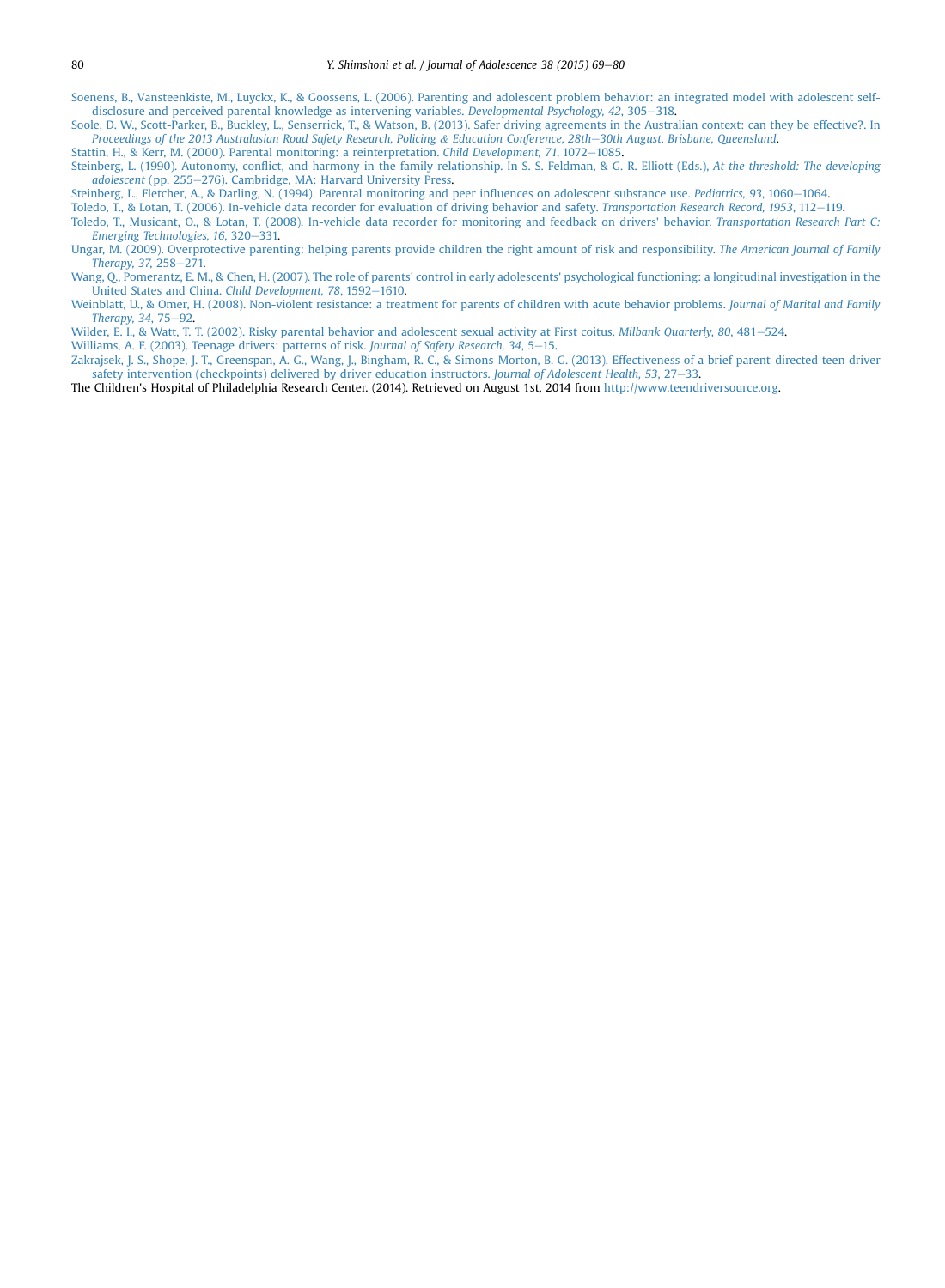Soenens, B., Vansteenkiste, M., Luyckx, K., & Goossens, L. (2006). Parenting and adolescent problem behavior: an integrated model with adolescent self-disclosure and perceived parental knowledge as intervening variables. *Developmental Psychology, 42*, 305–318.

Soole, D. W., Scott-Parker, B., Buckley, L., Senserrick, T., & Watson, B. (2013). Safer driving agreements in the Australian context: can they be effective?. In *Proceedings of the 2013 Australasian Road Safety Research, Policing & Education Conference, 28th–30th August, Brisbane, Queensland*.

Stattin, H., & Kerr, M. (2000). Parental monitoring: a reinterpretation. *Child Development, 71*, 1072–1085.

Steinberg, L. (1990). Autonomy, conflict, and harmony in the family relationship. In S. S. Feldman, & G. R. Elliott (Eds.), *At the threshold: The developing adolescent* (pp. 255–276). Cambridge, MA: Harvard University Press.

Steinberg, L., Fletcher, A., & Darling, N. (1994). Parental monitoring and peer influences on adolescent substance use. *Pediatrics, 93*, 1060–1064.

Toledo, T., & Lotan, T. (2006). In-vehicle data recorder for evaluation of driving behavior and safety. *Transportation Research Record, 1953*, 112–119.

Toledo, T., Musicant, O., & Lotan, T. (2008). In-vehicle data recorder for monitoring and feedback on drivers' behavior. *Transportation Research Part C: Emerging Technologies, 16*, 320–331.

Ungar, M. (2009). Overprotective parenting: helping parents provide children the right amount of risk and responsibility. *The American Journal of Family Therapy, 37*, 258–271.

Wang, Q., Pomerantz, E. M., & Chen, H. (2007). The role of parents' control in early adolescents' psychological functioning: a longitudinal investigation in the United States and China. *Child Development, 78*, 1592–1610.

Weinblatt, U., & Omer, H. (2008). Non-violent resistance: a treatment for parents of children with acute behavior problems. *Journal of Marital and Family Therapy, 34*, 75–92.

Wilder, E. I., & Watt, T. T. (2002). Risky parental behavior and adolescent sexual activity at First coitus. *Milbank Quarterly, 80*, 481–524.

Williams, A. F. (2003). Teenage drivers: patterns of risk. *Journal of Safety Research, 34*, 5–15.

Zakrajsek, J. S., Shope, J. T., Greenspan, A. G., Wang, J., Bingham, R. C., & Simons-Morton, B. G. (2013). Effectiveness of a brief parent-directed teen driver safety intervention (checkpoints) delivered by driver education instructors. *Journal of Adolescent Health, 53*, 27–33.

The Children's Hospital of Philadelphia Research Center. (2014). Retrieved on August 1st, 2014 from http://www.teendriversource.org.